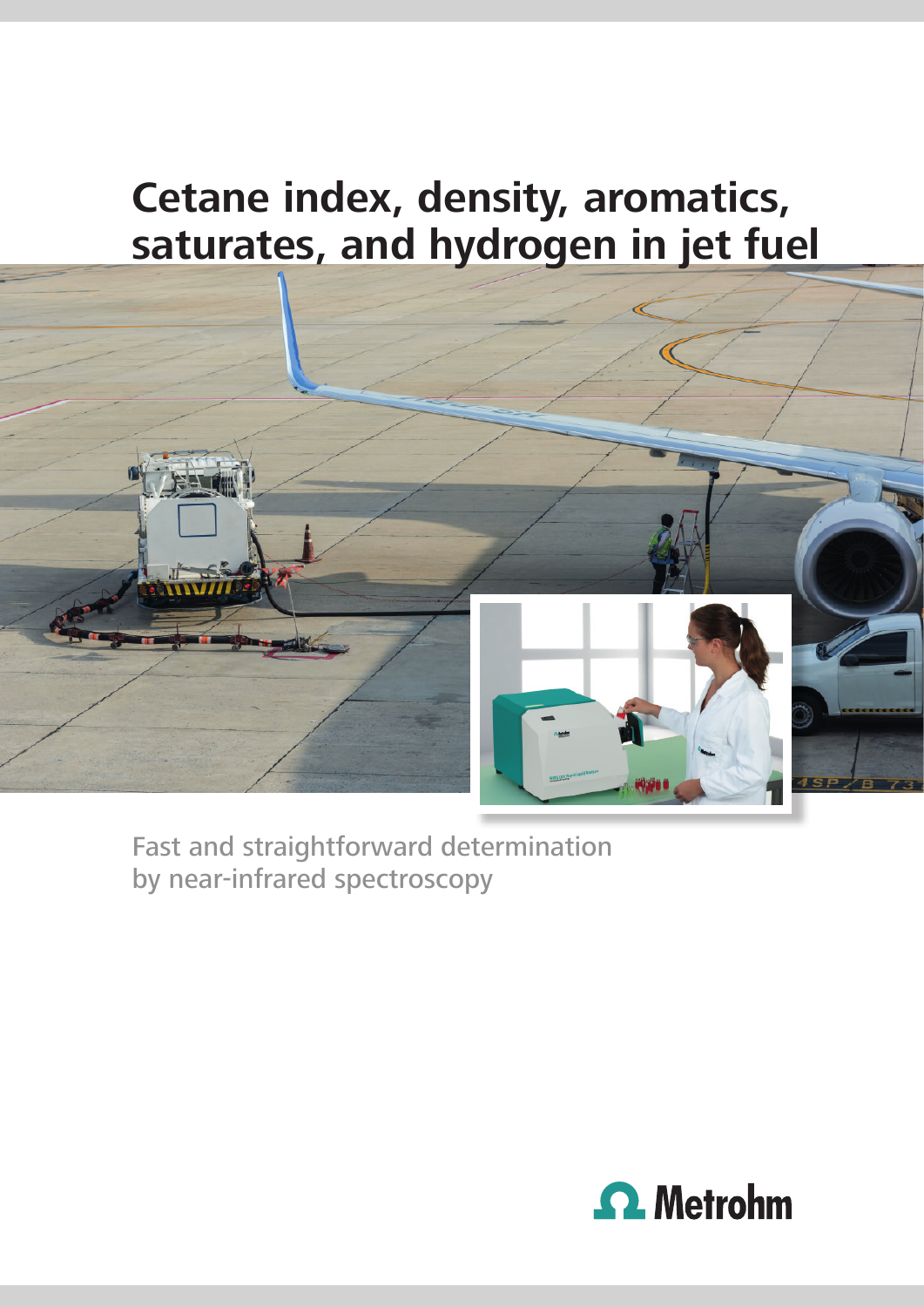# Cetane index, density, aromatics, saturates, and hydrogen in jet fuel

Fast and straightforward determination by near-infrared spectroscopy

Metrohm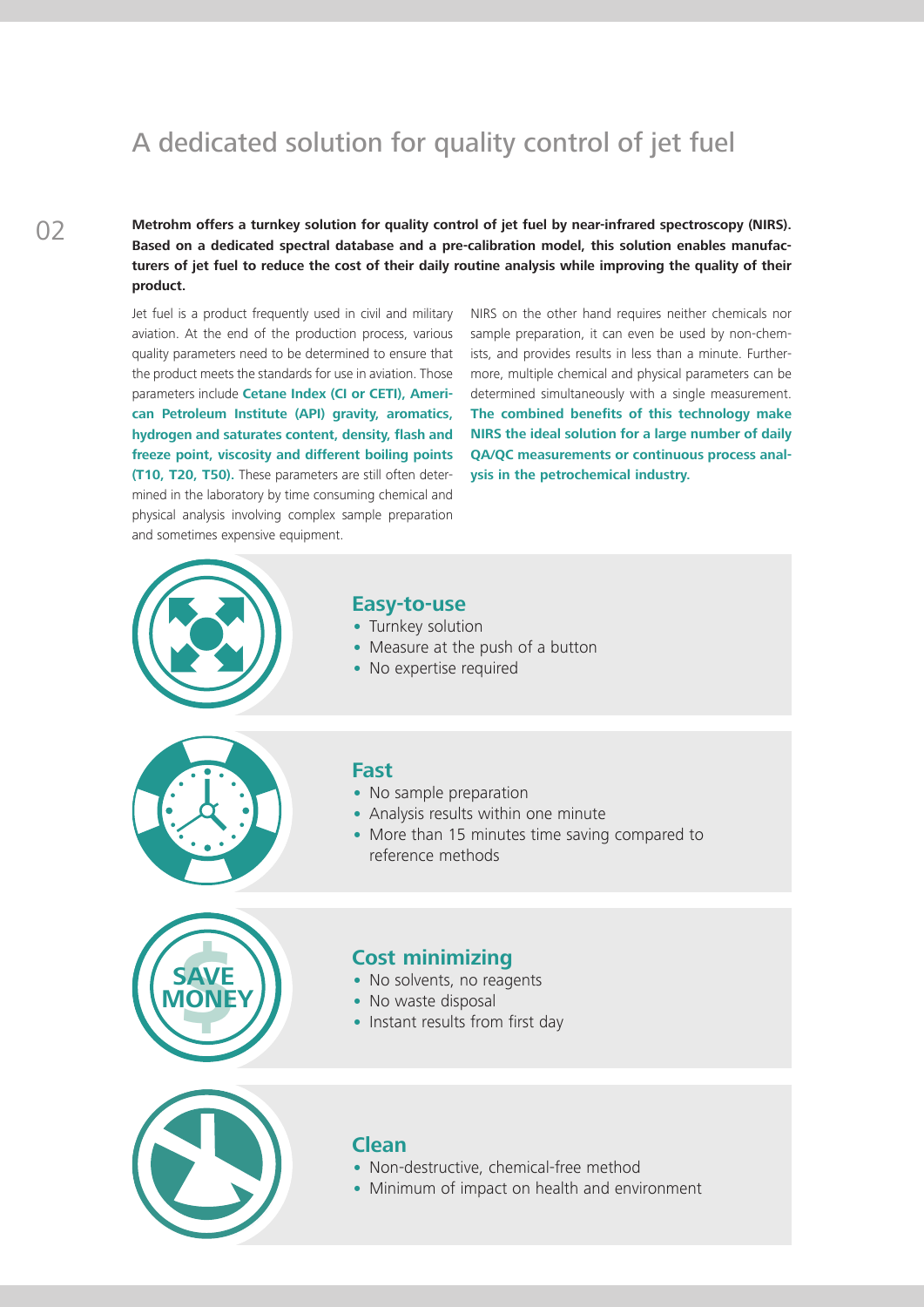# A dedicated solution for quality control of jet fuel

**Metrohm offers a turnkey solution for quality control of jet fuel by near-infrared spectroscopy (NIRS). Based on a dedicated spectral database and a pre-calibration model, this solution enables manufacturers of jet fuel to reduce the cost of their daily routine analysis while improving the quality of their product.**

Jet fuel is a product frequently used in civil and military aviation. At the end of the production process, various quality parameters need to be determined to ensure that the product meets the standards for use in aviation. Those parameters include **Cetane Index (CI or CETI), American Petroleum Institute (API) gravity, aromatics, hydrogen and saturates content, density, flash and freeze point, viscosity and different boiling points (T10, T20, T50).** These parameters are still often determined in the laboratory by time consuming chemical and physical analysis involving complex sample preparation and sometimes expensive equipment.

NIRS on the other hand requires neither chemicals nor sample preparation, it can even be used by non-chemists, and provides results in less than a minute. Furthermore, multiple chemical and physical parameters can be determined simultaneously with a single measurement. **The combined benefits of this technology make NIRS the ideal solution for a large number of daily QA/QC measurements or continuous process analysis in the petrochemical industry.**

## Easy-to-use

- Turnkey solution
- Measure at the push of a button
- No expertise required

## Fast

- No sample preparation
- Analysis results within one minute
- More than 15 minutes time saving compared to reference methods

## Cost minimizing

- No solvents, no reagents
- No waste disposal
- Instant results from first day

## Clean

- Non-destructive, chemical-free method
- Minimum of impact on health and environment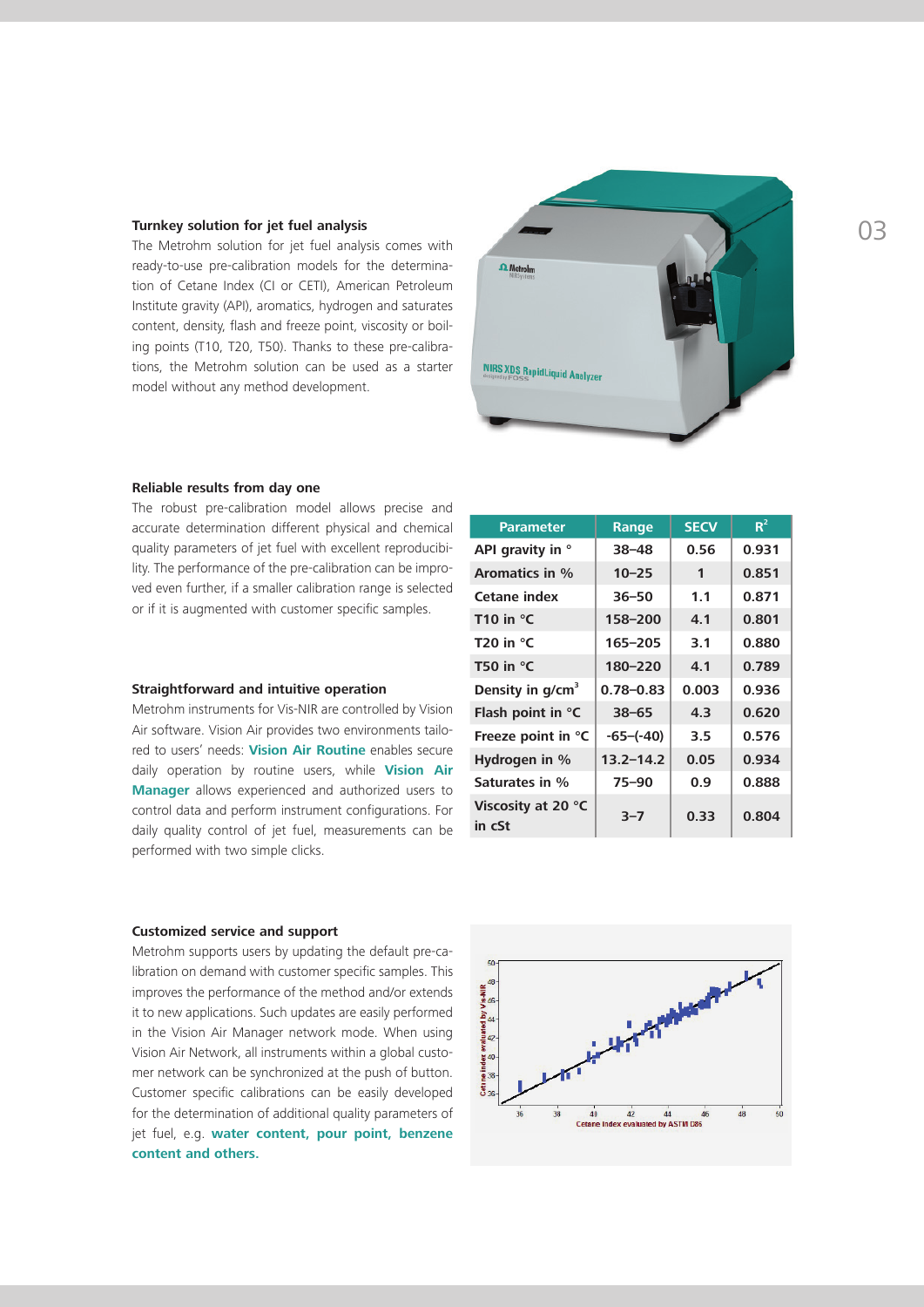### Turnkey solution for jet fuel analysis

The Metrohm solution for jet fuel analysis comes with ready-to-use pre-calibration models for the determination of Cetane Index (CI or CETI), American Petroleum Institute gravity (API), aromatics, hydrogen and saturates content, density, flash and freeze point, viscosity or boiling points (T10, T20, T50). Thanks to these pre-calibrations, the Metrohm solution can be used as a starter model without any method development.

### Reliable results from day one

The robust pre-calibration model allows precise and accurate determination different physical and chemical quality parameters of jet fuel with excellent reproducibility. The performance of the pre-calibration can be improved even further, if a smaller calibration range is selected or if it is augmented with customer specific samples.

| Parameter | Range | SECV | $R^2$ |
|---|---|---|---|
| API gravity in ° | 38–48 | 0.56 | 0.931 |
| Aromatics in % | 10–25 | 1 | 0.851 |
| Cetane index | 36–50 | 1.1 | 0.871 |
| T10 in °C | 158–200 | 4.1 | 0.801 |
| T20 in °C | 165–205 | 3.1 | 0.880 |
| T50 in °C | 180–220 | 4.1 | 0.789 |
| Density in g/cm$^3$ | 0.78–0.83 | 0.003 | 0.936 |
| Flash point in °C | 38–65 | 4.3 | 0.620 |
| Freeze point in °C | -65–(-40) | 3.5 | 0.576 |
| Hydrogen in % | 13.2–14.2 | 0.05 | 0.934 |
| Saturates in % | 75–90 | 0.9 | 0.888 |
| Viscosity at 20 °C in cSt | 3–7 | 0.33 | 0.804 |

### Straightforward and intuitive operation

Metrohm instruments for Vis-NIR are controlled by Vision Air software. Vision Air provides two environments tailored to users' needs: **Vision Air Routine** enables secure daily operation by routine users, while **Vision Air Manager** allows experienced and authorized users to control data and perform instrument configurations. For daily quality control of jet fuel, measurements can be performed with two simple clicks.

### Customized service and support

Metrohm supports users by updating the default pre-calibration on demand with customer specific samples. This improves the performance of the method and/or extends it to new applications. Such updates are easily performed in the Vision Air Manager network mode. When using Vision Air Network, all instruments within a global customer network can be synchronized at the push of button. Customer specific calibrations can be easily developed for the determination of additional quality parameters of jet fuel, e.g. **water content, pour point, benzene content and others.**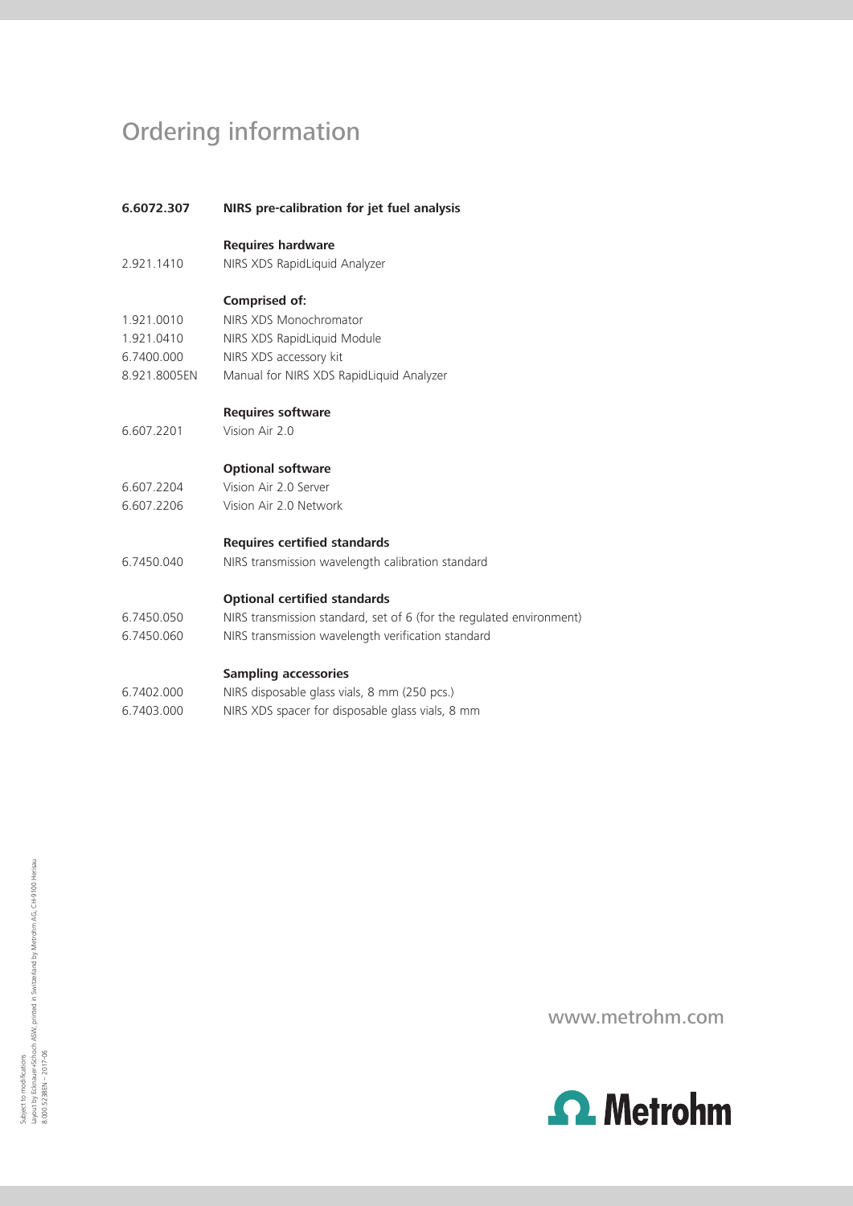# Ordering information

| | |
|---|---|
| **6.6072.307** | **NIRS pre-calibration for jet fuel analysis** |
| | **Requires hardware** |
| 2.921.1410 | NIRS XDS RapidLiquid Analyzer |
| | **Comprised of:** |
| 1.921.0010 | NIRS XDS Monochromator |
| 1.921.0410 | NIRS XDS RapidLiquid Module |
| 6.7400.000 | NIRS XDS accessory kit |
| 8.921.8005EN | Manual for NIRS XDS RapidLiquid Analyzer |
| | **Requires software** |
| 6.607.2201 | Vision Air 2.0 |
| | **Optional software** |
| 6.607.2204 | Vision Air 2.0 Server |
| 6.607.2206 | Vision Air 2.0 Network |
| | **Requires certified standards** |
| 6.7450.040 | NIRS transmission wavelength calibration standard |
| | **Optional certified standards** |
| 6.7450.050 | NIRS transmission standard, set of 6 (for the regulated environment) |
| 6.7450.060 | NIRS transmission wavelength verification standard |
| | **Sampling accessories** |
| 6.7402.000 | NIRS disposable glass vials, 8 mm (250 pcs.) |
| 6.7403.000 | NIRS XDS spacer for disposable glass vials, 8 mm |

Subject to modifications
Layout by Ecknauer+Schoch ASW, printed in Switzerland by Metrohm AG, CH-9100 Herisau
8.000.5238EN – 2017-06

www.metrohm.com

Metrohm